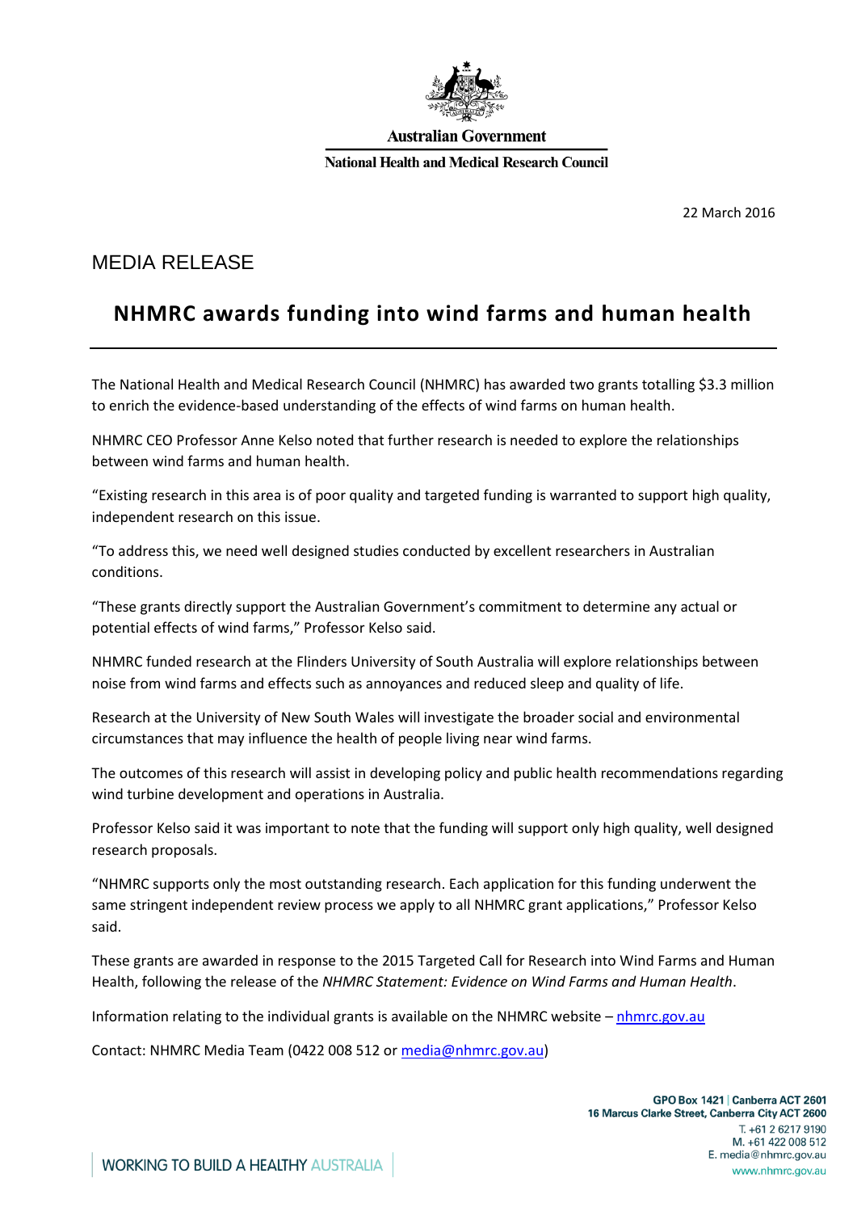Australian Government

National Health and Medical Research Council

22 March 2016

## MEDIA RELEASE

# NHMRC awards funding into wind farms and human health

The National Health and Medical Research Council (NHMRC) has awarded two grants totalling $3.3 million to enrich the evidence-based understanding of the effects of wind farms on human health.

NHMRC CEO Professor Anne Kelso noted that further research is needed to explore the relationships between wind farms and human health.

"Existing research in this area is of poor quality and targeted funding is warranted to support high quality, independent research on this issue.

"To address this, we need well designed studies conducted by excellent researchers in Australian conditions.

"These grants directly support the Australian Government's commitment to determine any actual or potential effects of wind farms," Professor Kelso said.

NHMRC funded research at the Flinders University of South Australia will explore relationships between noise from wind farms and effects such as annoyances and reduced sleep and quality of life.

Research at the University of New South Wales will investigate the broader social and environmental circumstances that may influence the health of people living near wind farms.

The outcomes of this research will assist in developing policy and public health recommendations regarding wind turbine development and operations in Australia.

Professor Kelso said it was important to note that the funding will support only high quality, well designed research proposals.

"NHMRC supports only the most outstanding research. Each application for this funding underwent the same stringent independent review process we apply to all NHMRC grant applications," Professor Kelso said.

These grants are awarded in response to the 2015 Targeted Call for Research into Wind Farms and Human Health, following the release of the *NHMRC Statement: Evidence on Wind Farms and Human Health*.

Information relating to the individual grants is available on the NHMRC website – [nhmrc.gov.au](nhmrc.gov.au)

Contact: NHMRC Media Team (0422 008 512 or [media@nhmrc.gov.au](mailto:media@nhmrc.gov.au))

WORKING TO BUILD A HEALTHY AUSTRALIA

**GPO Box 1421 | Canberra ACT 2601**
**16 Marcus Clarke Street, Canberra City ACT 2600**
T. +61 2 6217 9190
M. +61 422 008 512
E. media@nhmrc.gov.au
www.nhmrc.gov.au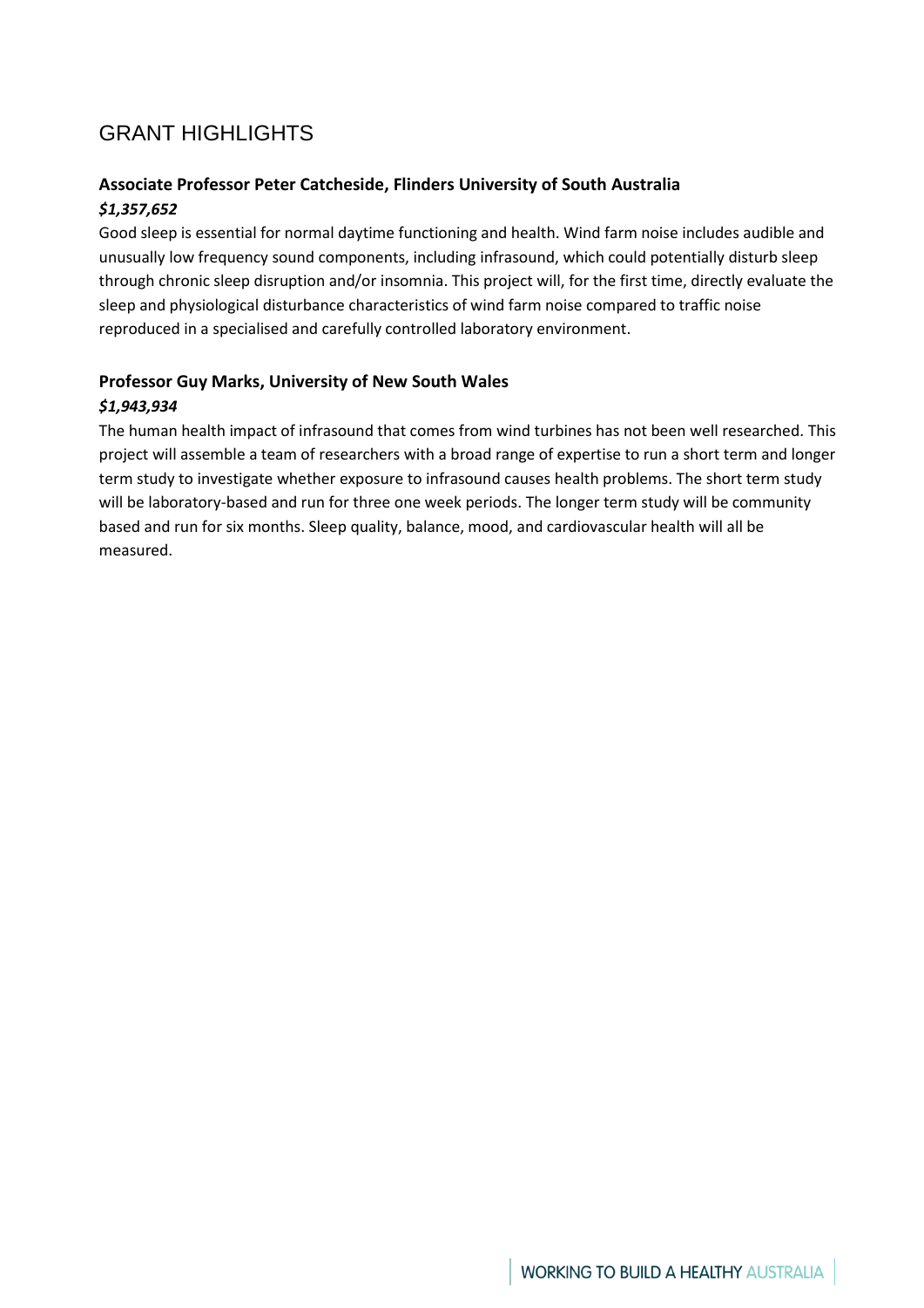# GRANT HIGHLIGHTS

**Associate Professor Peter Catcheside, Flinders University of South Australia**
***$1,357,652***

Good sleep is essential for normal daytime functioning and health. Wind farm noise includes audible and unusually low frequency sound components, including infrasound, which could potentially disturb sleep through chronic sleep disruption and/or insomnia. This project will, for the first time, directly evaluate the sleep and physiological disturbance characteristics of wind farm noise compared to traffic noise reproduced in a specialised and carefully controlled laboratory environment.

**Professor Guy Marks, University of New South Wales**
***$1,943,934***

The human health impact of infrasound that comes from wind turbines has not been well researched. This project will assemble a team of researchers with a broad range of expertise to run a short term and longer term study to investigate whether exposure to infrasound causes health problems. The short term study will be laboratory-based and run for three one week periods. The longer term study will be community based and run for six months. Sleep quality, balance, mood, and cardiovascular health will all be measured.